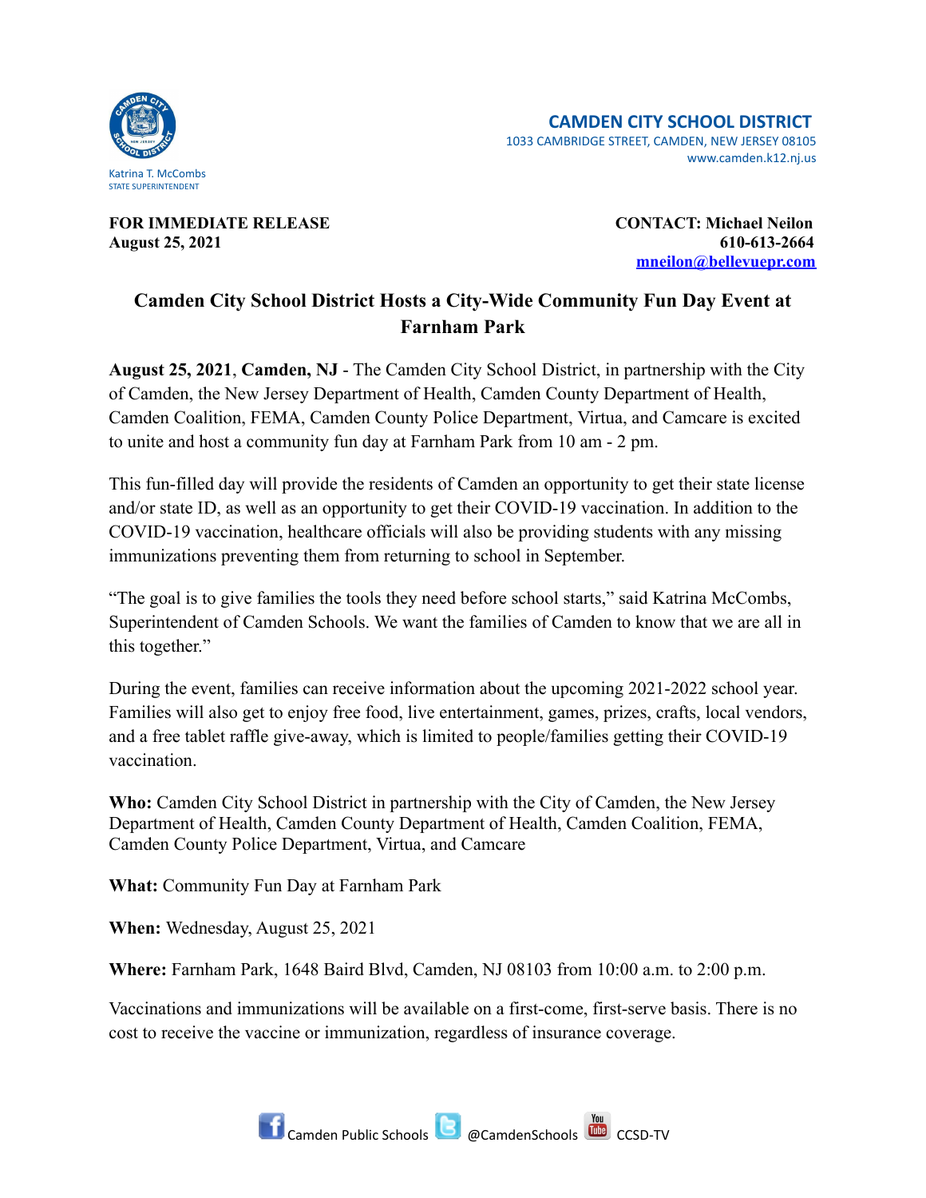Katrina T. McCombs
STATE SUPERINTENDENT

**CAMDEN CITY SCHOOL DISTRICT**
1033 CAMBRIDGE STREET, CAMDEN, NEW JERSEY 08105
www.camden.k12.nj.us

**FOR IMMEDIATE RELEASE**
**August 25, 2021**

**CONTACT: Michael Neilon**
**610-613-2664**
**mneilon@bellevuepr.com**

# Camden City School District Hosts a City-Wide Community Fun Day Event at Farnham Park

**August 25, 2021**, **Camden, NJ** - The Camden City School District, in partnership with the City of Camden, the New Jersey Department of Health, Camden County Department of Health, Camden Coalition, FEMA, Camden County Police Department, Virtua, and Camcare is excited to unite and host a community fun day at Farnham Park from 10 am - 2 pm.

This fun-filled day will provide the residents of Camden an opportunity to get their state license and/or state ID, as well as an opportunity to get their COVID-19 vaccination. In addition to the COVID-19 vaccination, healthcare officials will also be providing students with any missing immunizations preventing them from returning to school in September.

"The goal is to give families the tools they need before school starts," said Katrina McCombs, Superintendent of Camden Schools. We want the families of Camden to know that we are all in this together."

During the event, families can receive information about the upcoming 2021-2022 school year. Families will also get to enjoy free food, live entertainment, games, prizes, crafts, local vendors, and a free tablet raffle give-away, which is limited to people/families getting their COVID-19 vaccination.

**Who:** Camden City School District in partnership with the City of Camden, the New Jersey Department of Health, Camden County Department of Health, Camden Coalition, FEMA, Camden County Police Department, Virtua, and Camcare

**What:** Community Fun Day at Farnham Park

**When:** Wednesday, August 25, 2021

**Where:** Farnham Park, 1648 Baird Blvd, Camden, NJ 08103 from 10:00 a.m. to 2:00 p.m.

Vaccinations and immunizations will be available on a first-come, first-serve basis. There is no cost to receive the vaccine or immunization, regardless of insurance coverage.

Camden Public Schools @CamdenSchools CCSD-TV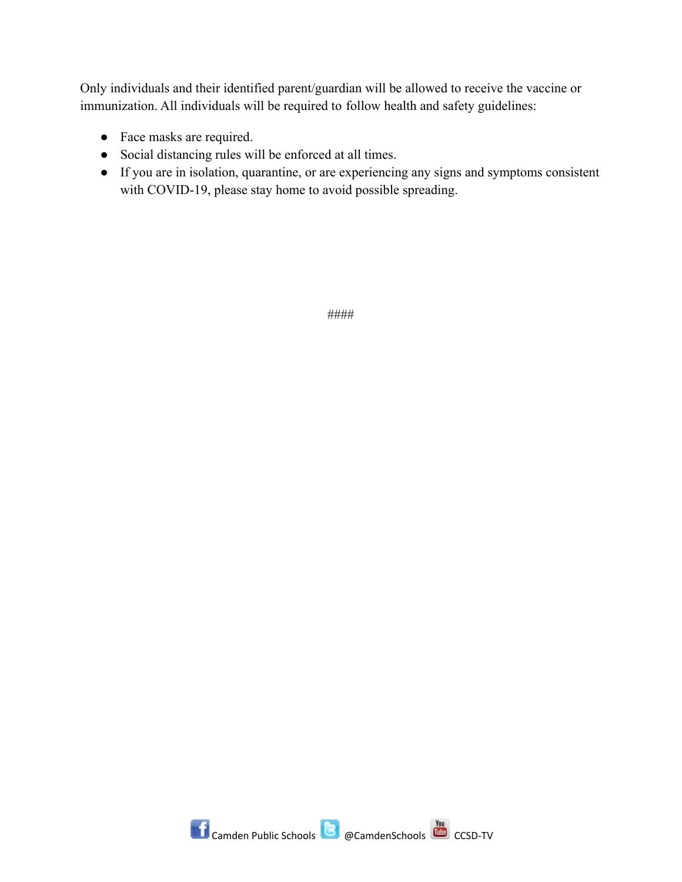Only individuals and their identified parent/guardian will be allowed to receive the vaccine or immunization. All individuals will be required to follow health and safety guidelines:

- Face masks are required.
- Social distancing rules will be enforced at all times.
- If you are in isolation, quarantine, or are experiencing any signs and symptoms consistent with COVID-19, please stay home to avoid possible spreading.

####

Camden Public Schools @CamdenSchools CCSD-TV